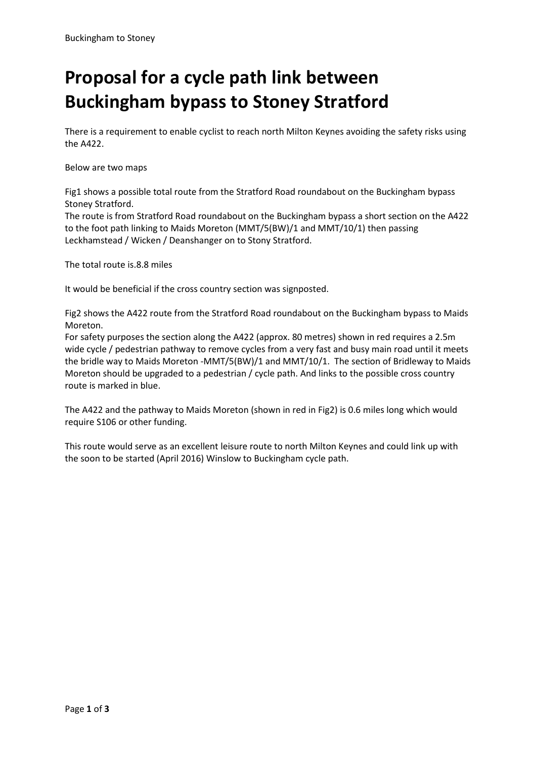# Proposal for a cycle path link between Buckingham bypass to Stoney Stratford

There is a requirement to enable cyclist to reach north Milton Keynes avoiding the safety risks using the A422.

Below are two maps

Fig1 shows a possible total route from the Stratford Road roundabout on the Buckingham bypass Stoney Stratford.
The route is from Stratford Road roundabout on the Buckingham bypass a short section on the A422 to the foot path linking to Maids Moreton (MMT/5(BW)/1 and MMT/10/1) then passing Leckhamstead / Wicken / Deanshanger on to Stony Stratford.

The total route is.8.8 miles

It would be beneficial if the cross country section was signposted.

Fig2 shows the A422 route from the Stratford Road roundabout on the Buckingham bypass to Maids Moreton.
For safety purposes the section along the A422 (approx. 80 metres) shown in red requires a 2.5m wide cycle / pedestrian pathway to remove cycles from a very fast and busy main road until it meets the bridle way to Maids Moreton -MMT/5(BW)/1 and MMT/10/1. The section of Bridleway to Maids Moreton should be upgraded to a pedestrian / cycle path. And links to the possible cross country route is marked in blue.

The A422 and the pathway to Maids Moreton (shown in red in Fig2) is 0.6 miles long which would require S106 or other funding.

This route would serve as an excellent leisure route to north Milton Keynes and could link up with the soon to be started (April 2016) Winslow to Buckingham cycle path.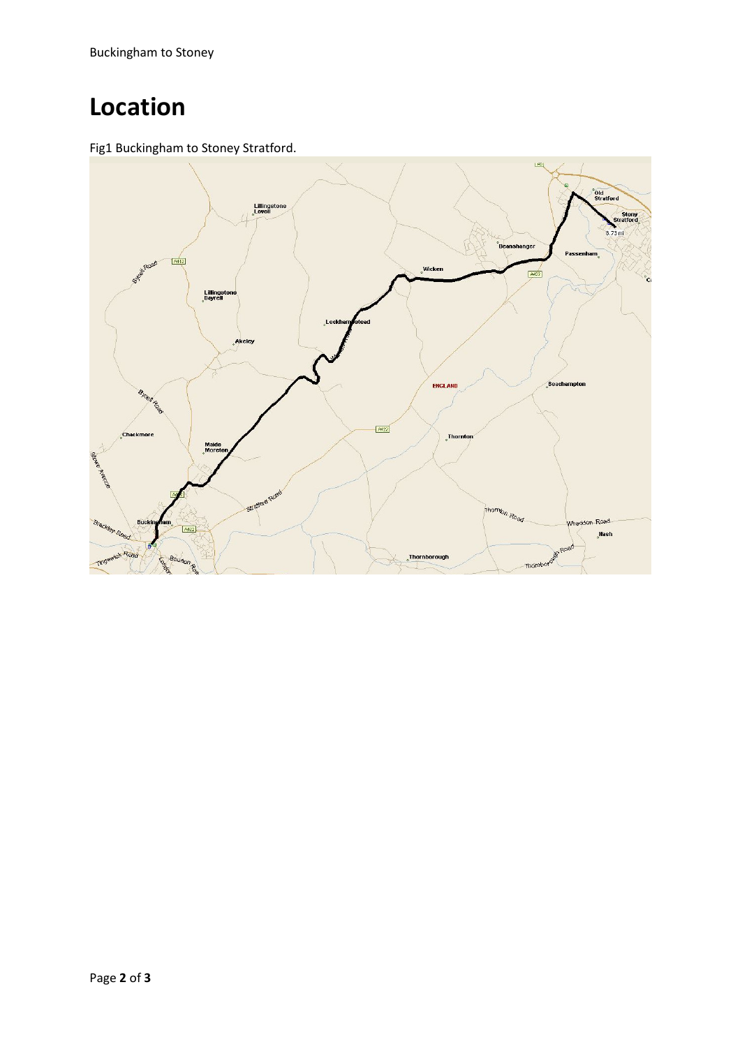# Location

Fig1 Buckingham to Stoney Stratford.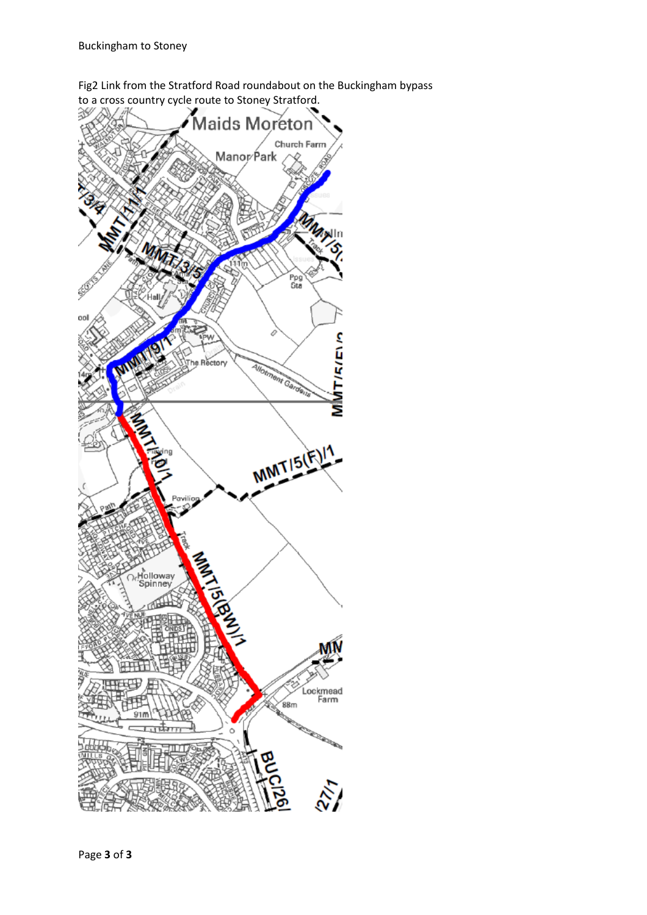Fig2 Link from the Stratford Road roundabout on the Buckingham bypass to a cross country cycle route to Stoney Stratford.